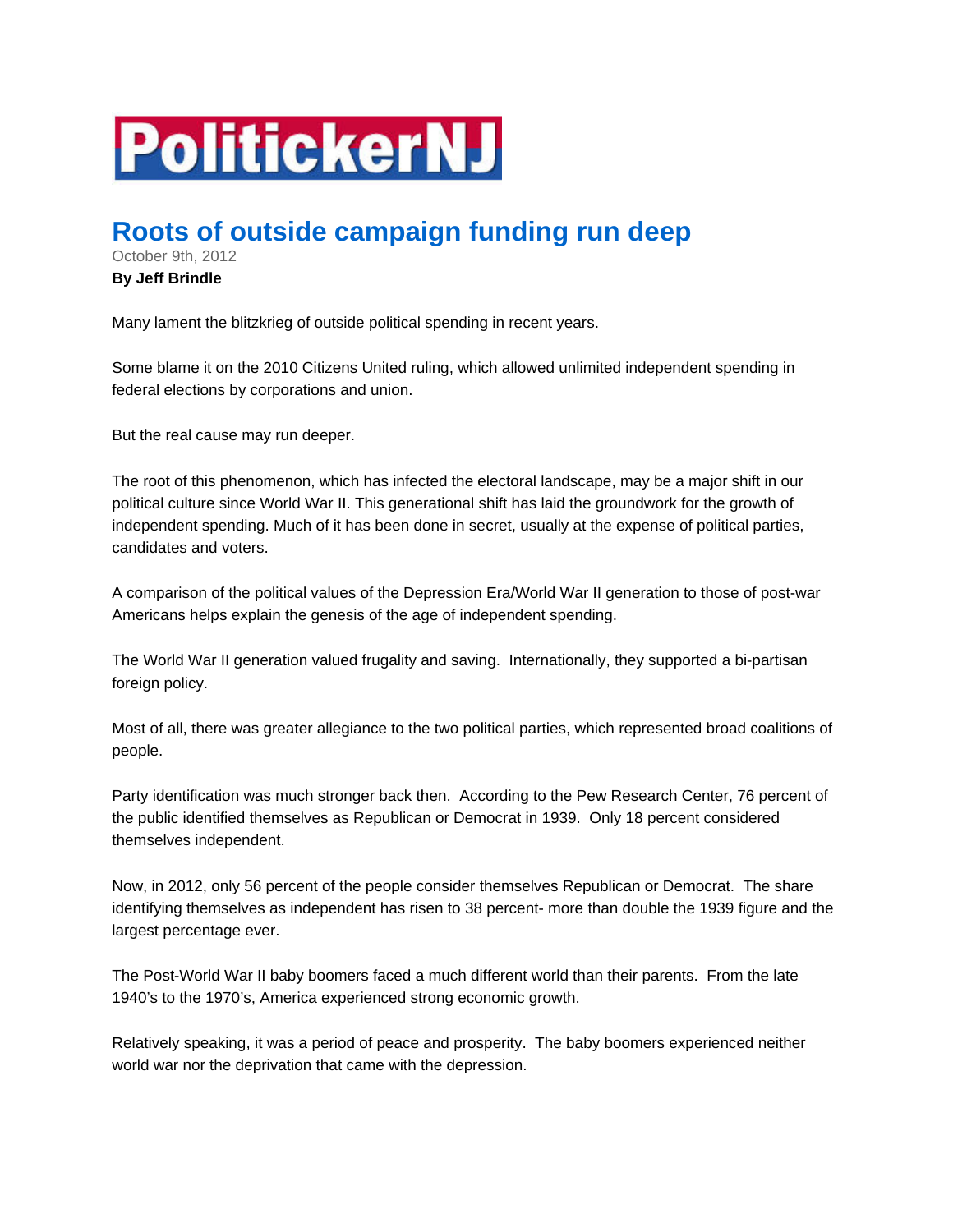# PolitickerNJ

## Roots of outside campaign funding run deep

October 9th, 2012

**By Jeff Brindle**

Many lament the blitzkrieg of outside political spending in recent years.

Some blame it on the 2010 Citizens United ruling, which allowed unlimited independent spending in federal elections by corporations and union.

But the real cause may run deeper.

The root of this phenomenon, which has infected the electoral landscape, may be a major shift in our political culture since World War II. This generational shift has laid the groundwork for the growth of independent spending. Much of it has been done in secret, usually at the expense of political parties, candidates and voters.

A comparison of the political values of the Depression Era/World War II generation to those of post-war Americans helps explain the genesis of the age of independent spending.

The World War II generation valued frugality and saving. Internationally, they supported a bi-partisan foreign policy.

Most of all, there was greater allegiance to the two political parties, which represented broad coalitions of people.

Party identification was much stronger back then. According to the Pew Research Center, 76 percent of the public identified themselves as Republican or Democrat in 1939. Only 18 percent considered themselves independent.

Now, in 2012, only 56 percent of the people consider themselves Republican or Democrat. The share identifying themselves as independent has risen to 38 percent- more than double the 1939 figure and the largest percentage ever.

The Post-World War II baby boomers faced a much different world than their parents. From the late 1940's to the 1970's, America experienced strong economic growth.

Relatively speaking, it was a period of peace and prosperity. The baby boomers experienced neither world war nor the deprivation that came with the depression.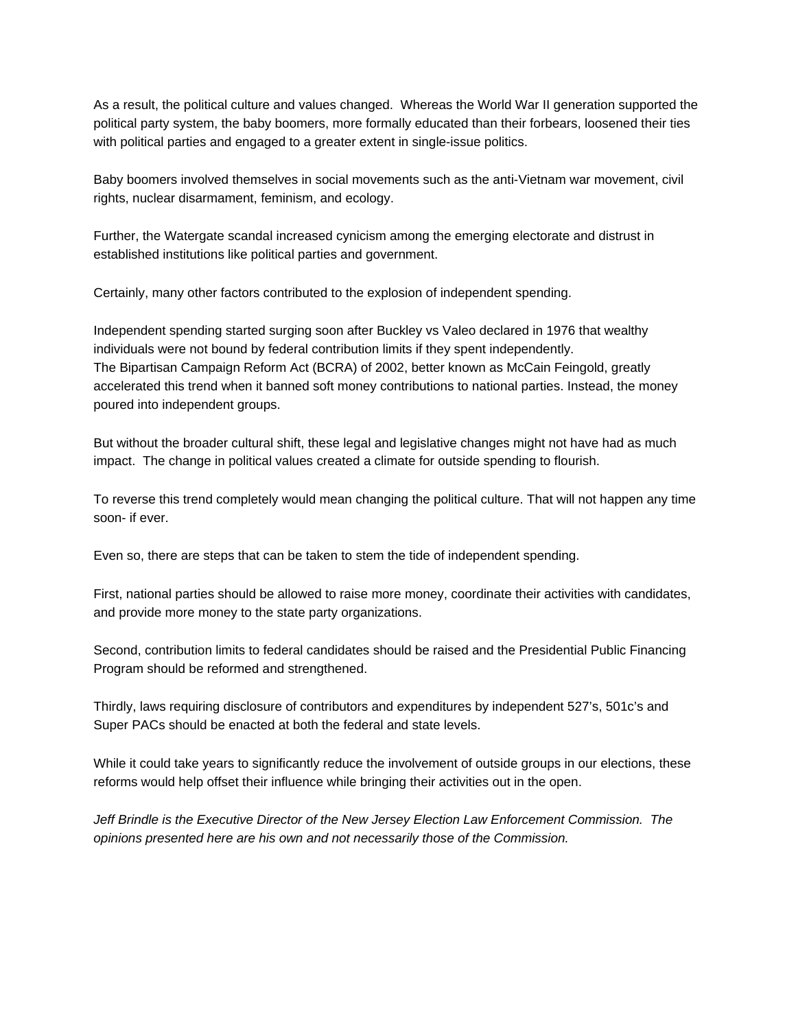As a result, the political culture and values changed. Whereas the World War II generation supported the political party system, the baby boomers, more formally educated than their forbears, loosened their ties with political parties and engaged to a greater extent in single-issue politics.

Baby boomers involved themselves in social movements such as the anti-Vietnam war movement, civil rights, nuclear disarmament, feminism, and ecology.

Further, the Watergate scandal increased cynicism among the emerging electorate and distrust in established institutions like political parties and government.

Certainly, many other factors contributed to the explosion of independent spending.

Independent spending started surging soon after Buckley vs Valeo declared in 1976 that wealthy individuals were not bound by federal contribution limits if they spent independently.
The Bipartisan Campaign Reform Act (BCRA) of 2002, better known as McCain Feingold, greatly accelerated this trend when it banned soft money contributions to national parties. Instead, the money poured into independent groups.

But without the broader cultural shift, these legal and legislative changes might not have had as much impact. The change in political values created a climate for outside spending to flourish.

To reverse this trend completely would mean changing the political culture. That will not happen any time soon- if ever.

Even so, there are steps that can be taken to stem the tide of independent spending.

First, national parties should be allowed to raise more money, coordinate their activities with candidates, and provide more money to the state party organizations.

Second, contribution limits to federal candidates should be raised and the Presidential Public Financing Program should be reformed and strengthened.

Thirdly, laws requiring disclosure of contributors and expenditures by independent 527's, 501c's and Super PACs should be enacted at both the federal and state levels.

While it could take years to significantly reduce the involvement of outside groups in our elections, these reforms would help offset their influence while bringing their activities out in the open.

*Jeff Brindle is the Executive Director of the New Jersey Election Law Enforcement Commission. The opinions presented here are his own and not necessarily those of the Commission.*